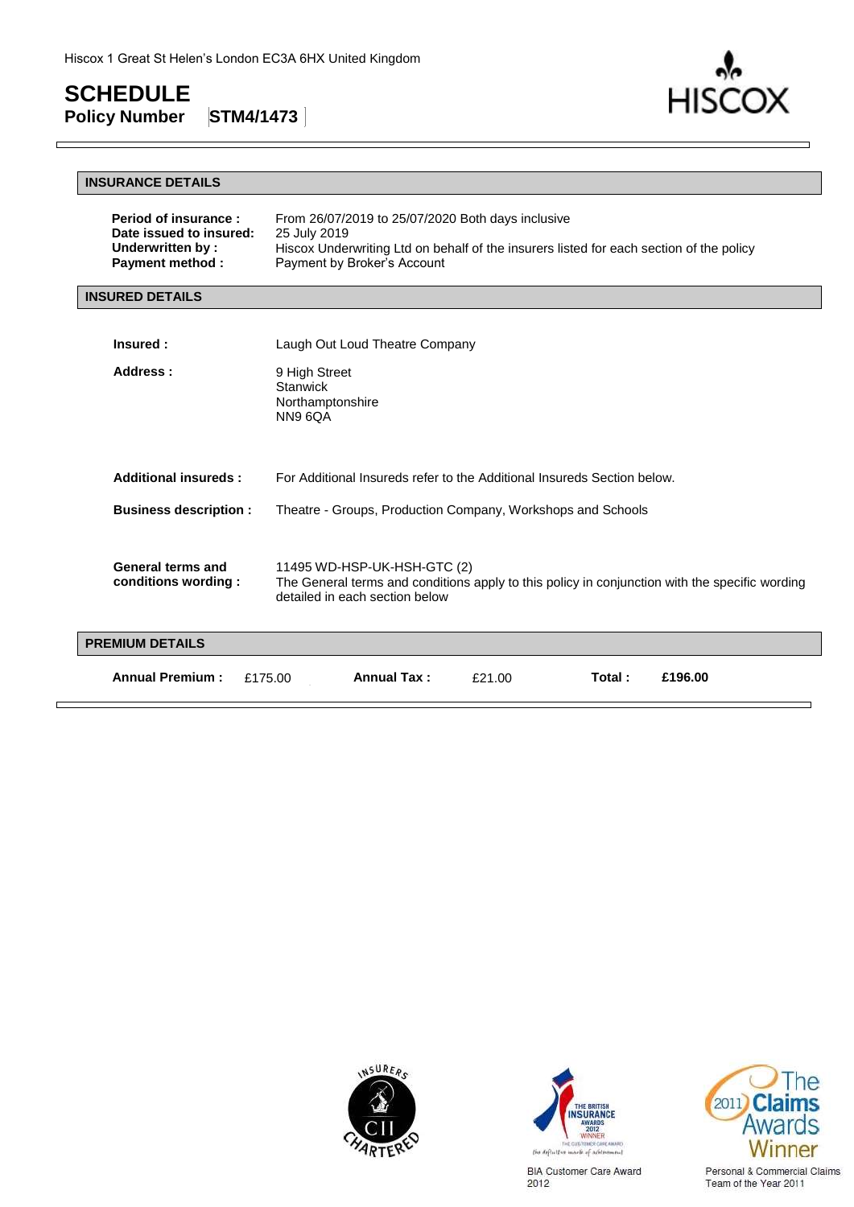Hiscox 1 Great St Helen's London EC3A 6HX United Kingdom

# SCHEDULE

**Policy Number** **STM4/1473**

## INSURANCE DETAILS

| | |
|---|---|
| **Period of insurance :** | From 26/07/2019 to 25/07/2020 Both days inclusive |
| **Date issued to insured:** | 25 July 2019 |
| **Underwritten by :** | Hiscox Underwriting Ltd on behalf of the insurers listed for each section of the policy |
| **Payment method :** | Payment by Broker's Account |

## INSURED DETAILS

| | |
|---|---|
| **Insured :** | Laugh Out Loud Theatre Company |
| **Address :** | 9 High Street<br>Stanwick<br>Northamptonshire<br>NN9 6QA |
| **Additional insureds :** | For Additional Insureds refer to the Additional Insureds Section below. |
| **Business description :** | Theatre - Groups, Production Company, Workshops and Schools |
| **General terms and conditions wording :** | 11495 WD-HSP-UK-HSH-GTC (2)<br>The General terms and conditions apply to this policy in conjunction with the specific wording detailed in each section below |

## PREMIUM DETAILS

| **Annual Premium :** | £175.00 | **Annual Tax :** | £21.00 | **Total :** | **£196.00** |
|---|---|---|---|---|---|

BIA Customer Care Award 2012

Personal & Commercial Claims Team of the Year 2011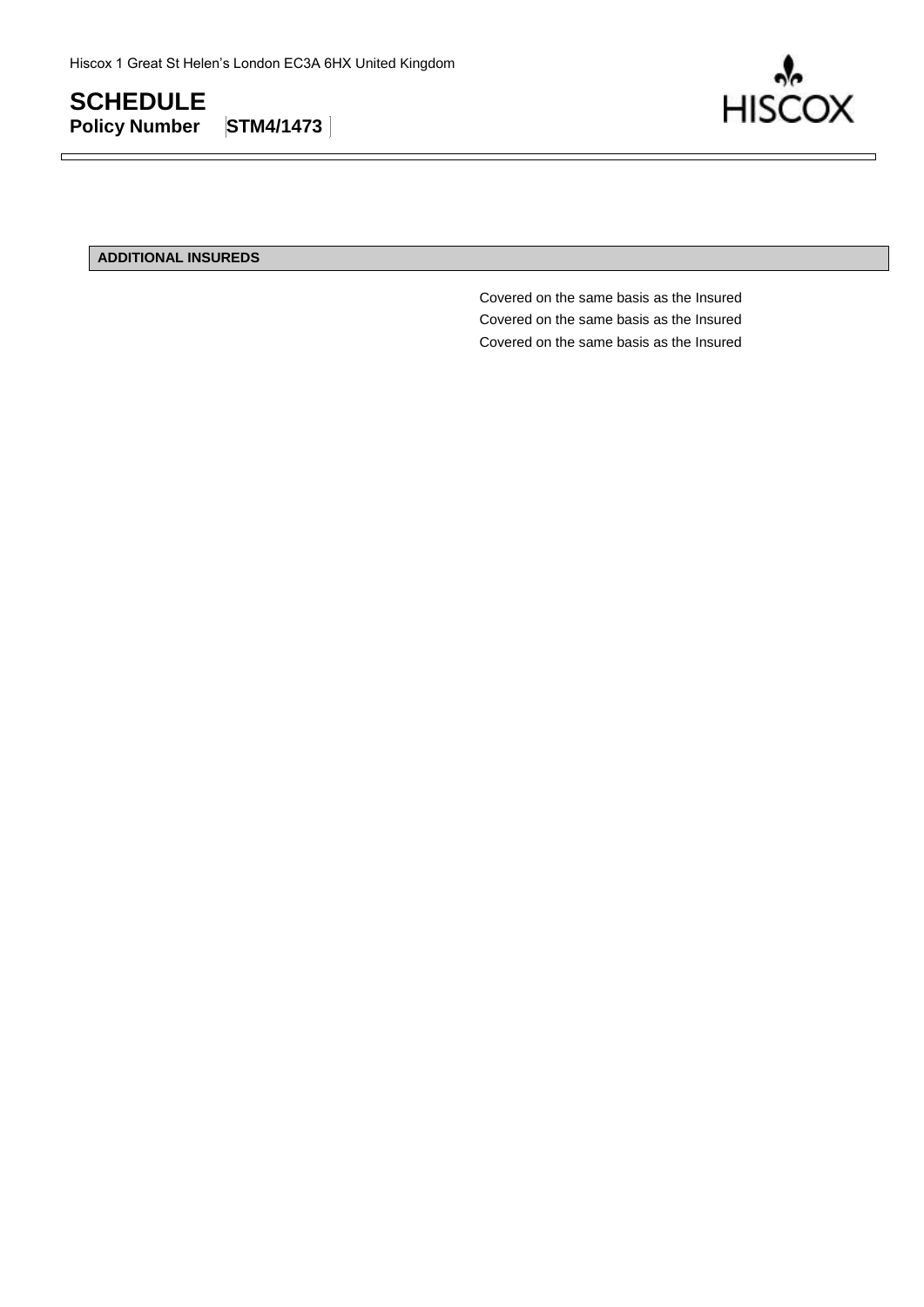Hiscox 1 Great St Helen's London EC3A 6HX United Kingdom

# SCHEDULE

**Policy Number** **STM4/1473**

**ADDITIONAL INSUREDS**

Covered on the same basis as the Insured
Covered on the same basis as the Insured
Covered on the same basis as the Insured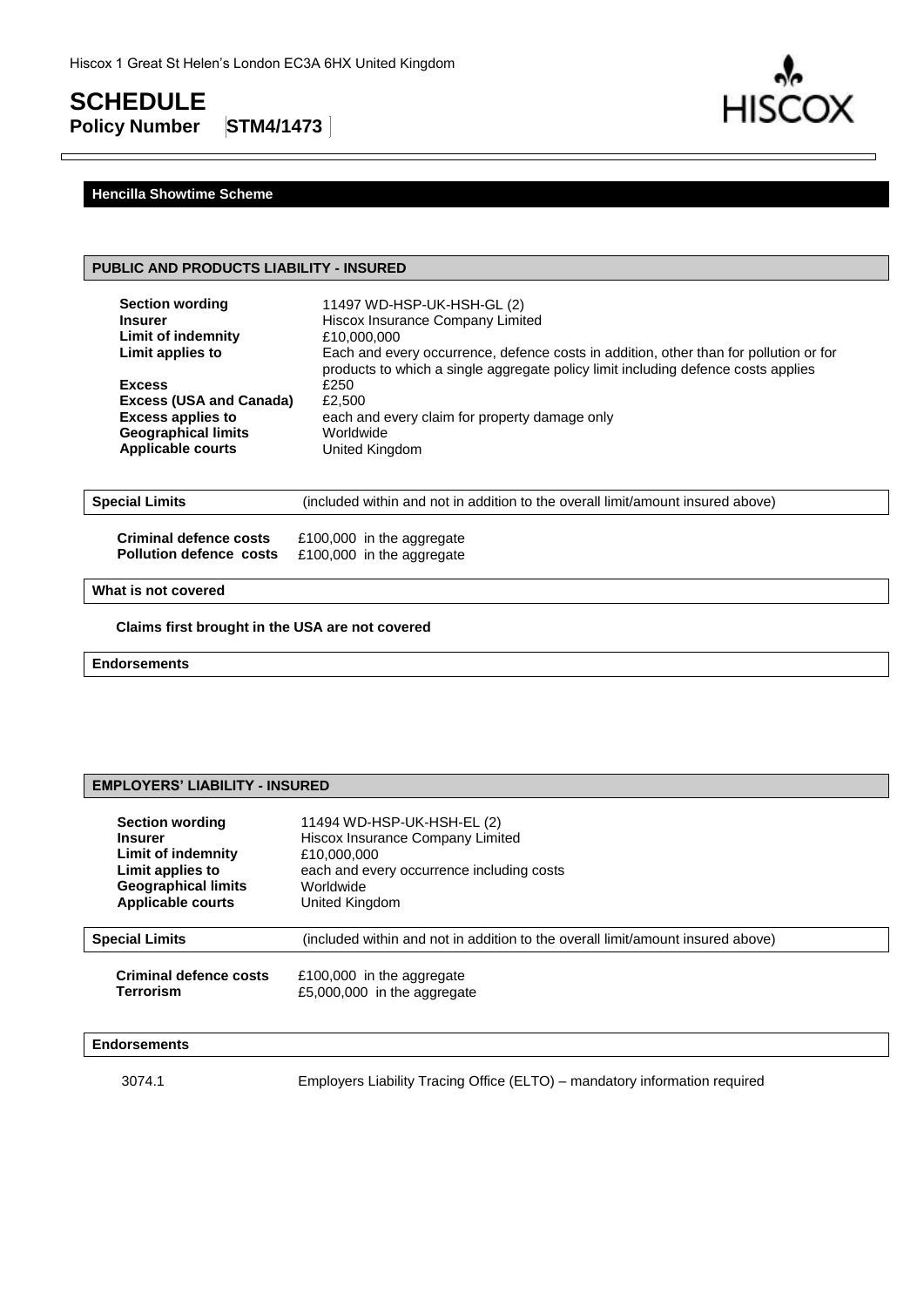Hiscox 1 Great St Helen's London EC3A 6HX United Kingdom

# SCHEDULE

**Policy Number** **STM4/1473**

## Hencilla Showtime Scheme

### PUBLIC AND PRODUCTS LIABILITY - INSURED

| | |
|---|---|
| **Section wording** | 11497 WD-HSP-UK-HSH-GL (2) |
| **Insurer** | Hiscox Insurance Company Limited |
| **Limit of indemnity** | £10,000,000 |
| **Limit applies to** | Each and every occurrence, defence costs in addition, other than for pollution or for products to which a single aggregate policy limit including defence costs applies |
| **Excess** | £250 |
| **Excess (USA and Canada)** | £2,500 |
| **Excess applies to** | each and every claim for property damage only |
| **Geographical limits** | Worldwide |
| **Applicable courts** | United Kingdom |

**Special Limits** (included within and not in addition to the overall limit/amount insured above)

| | |
|---|---|
| **Criminal defence costs** | £100,000 in the aggregate |
| **Pollution defence costs** | £100,000 in the aggregate |

**What is not covered**

**Claims first brought in the USA are not covered**

**Endorsements**

### EMPLOYERS' LIABILITY - INSURED

| | |
|---|---|
| **Section wording** | 11494 WD-HSP-UK-HSH-EL (2) |
| **Insurer** | Hiscox Insurance Company Limited |
| **Limit of indemnity** | £10,000,000 |
| **Limit applies to** | each and every occurrence including costs |
| **Geographical limits** | Worldwide |
| **Applicable courts** | United Kingdom |

**Special Limits** (included within and not in addition to the overall limit/amount insured above)

| | |
|---|---|
| **Criminal defence costs** | £100,000 in the aggregate |
| **Terrorism** | £5,000,000 in the aggregate |

**Endorsements**

| | |
|---|---|
| 3074.1 | Employers Liability Tracing Office (ELTO) – mandatory information required |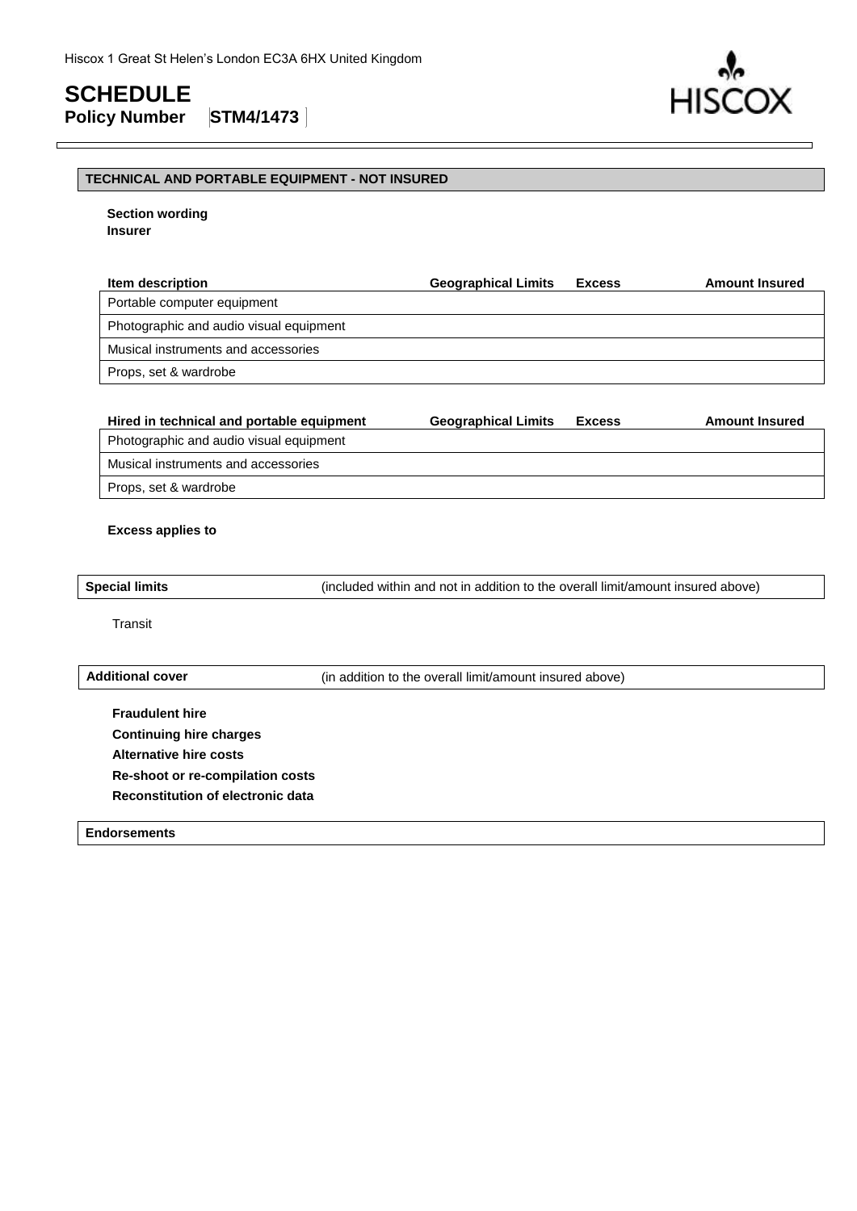Hiscox 1 Great St Helen's London EC3A 6HX United Kingdom

# SCHEDULE

**Policy Number** **STM4/1473**

## TECHNICAL AND PORTABLE EQUIPMENT - NOT INSURED

**Section wording**
**Insurer**

| Item description | Geographical Limits | Excess | Amount Insured |
|---|---|---|---|
| Portable computer equipment | | | |
| Photographic and audio visual equipment | | | |
| Musical instruments and accessories | | | |
| Props, set & wardrobe | | | |

| Hired in technical and portable equipment | Geographical Limits | Excess | Amount Insured |
|---|---|---|---|
| Photographic and audio visual equipment | | | |
| Musical instruments and accessories | | | |
| Props, set & wardrobe | | | |

**Excess applies to**

**Special limits** (included within and not in addition to the overall limit/amount insured above)

Transit

**Additional cover** (in addition to the overall limit/amount insured above)

**Fraudulent hire**
**Continuing hire charges**
**Alternative hire costs**
**Re-shoot or re-compilation costs**
**Reconstitution of electronic data**

**Endorsements**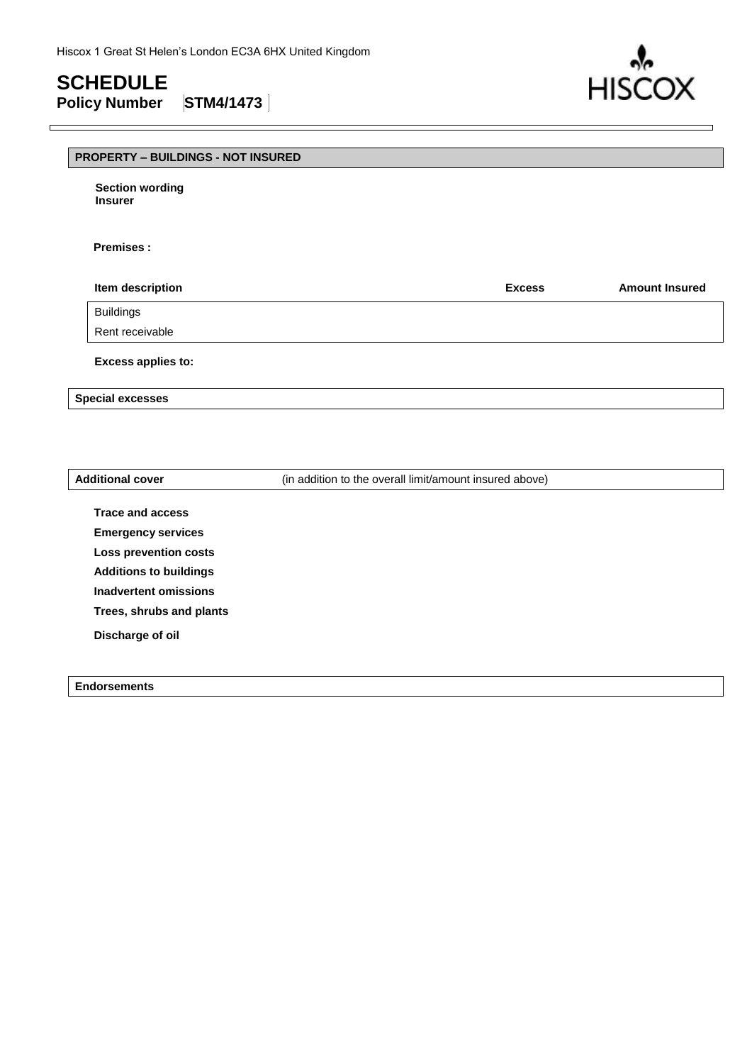Hiscox 1 Great St Helen's London EC3A 6HX United Kingdom

# SCHEDULE

**Policy Number** **STM4/1473**

## PROPERTY – BUILDINGS - NOT INSURED

**Section wording**
**Insurer**

**Premises :**

| Item description | Excess | Amount Insured |
|---|---|---|
| Buildings | | |
| Rent receivable | | |

**Excess applies to:**

### Special excesses

### Additional cover (in addition to the overall limit/amount insured above)

**Trace and access**

**Emergency services**

**Loss prevention costs**

**Additions to buildings**

**Inadvertent omissions**

**Trees, shrubs and plants**

**Discharge of oil**

### Endorsements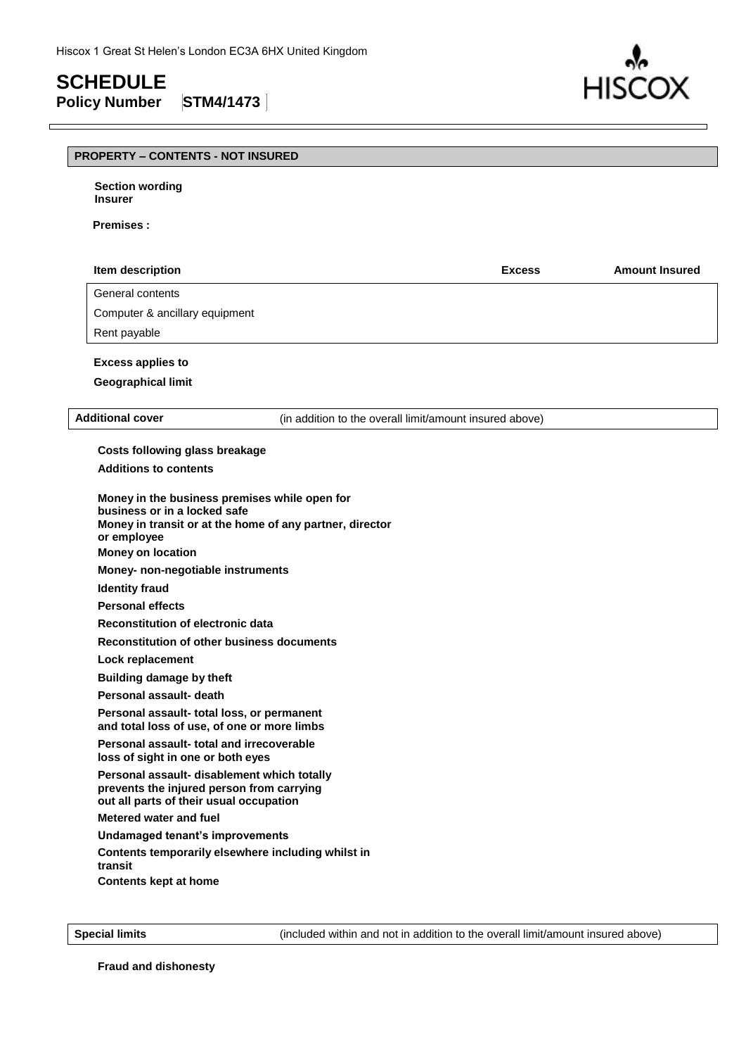Hiscox 1 Great St Helen's London EC3A 6HX United Kingdom

# SCHEDULE

**Policy Number** **STM4/1473**

## PROPERTY – CONTENTS - NOT INSURED

**Section wording**
**Insurer**

**Premises :**

| Item description | Excess | Amount Insured |
|---|---|---|
| General contents | | |
| Computer & ancillary equipment | | |
| Rent payable | | |

**Excess applies to**

**Geographical limit**

| **Additional cover** | (in addition to the overall limit/amount insured above) |
|---|---|

**Costs following glass breakage**

**Additions to contents**

**Money in the business premises while open for business or in a locked safe**

**Money in transit or at the home of any partner, director or employee**

**Money on location**

**Money- non-negotiable instruments**

**Identity fraud**

**Personal effects**

**Reconstitution of electronic data**

**Reconstitution of other business documents**

**Lock replacement**

**Building damage by theft**

**Personal assault- death**

**Personal assault- total loss, or permanent and total loss of use, of one or more limbs**

**Personal assault- total and irrecoverable loss of sight in one or both eyes**

**Personal assault- disablement which totally prevents the injured person from carrying out all parts of their usual occupation**

**Metered water and fuel**

**Undamaged tenant's improvements**

**Contents temporarily elsewhere including whilst in transit**

**Contents kept at home**

| **Special limits** | (included within and not in addition to the overall limit/amount insured above) |
|---|---|

**Fraud and dishonesty**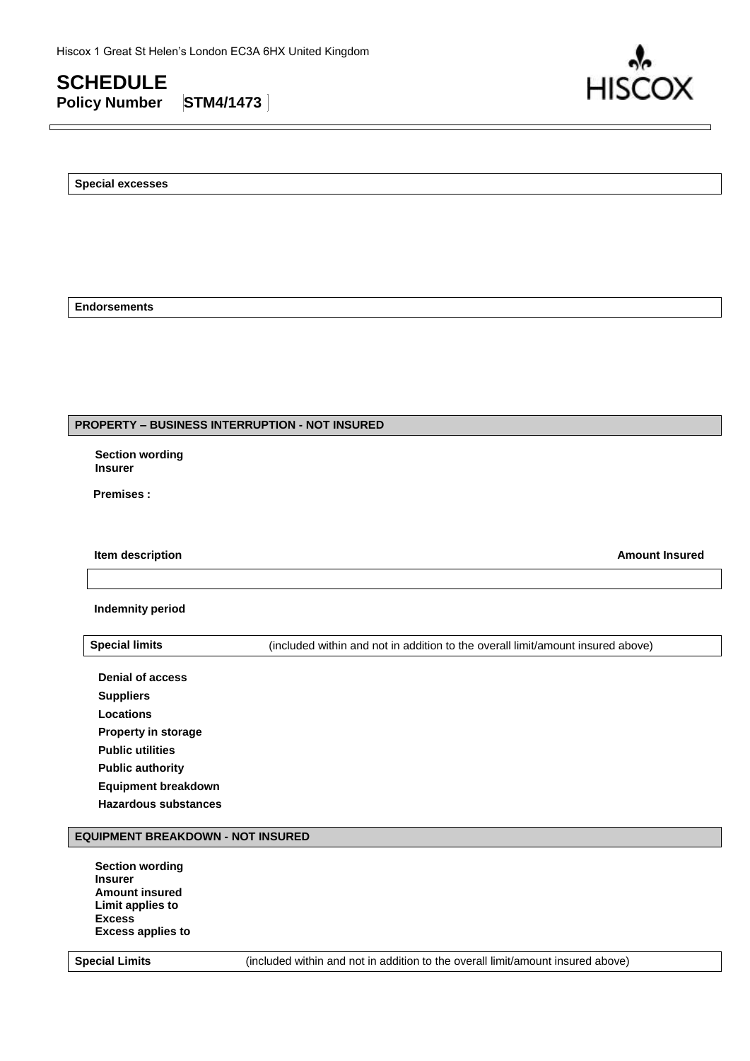Hiscox 1 Great St Helen's London EC3A 6HX United Kingdom

# SCHEDULE

**Policy Number** **STM4/1473**

**Special excesses**

**Endorsements**

## PROPERTY – BUSINESS INTERRUPTION - NOT INSURED

**Section wording**
**Insurer**

**Premises :**

| Item description | Amount Insured |
|---|---|
| | |

**Indemnity period**

**Special limits** (included within and not in addition to the overall limit/amount insured above)

**Denial of access**
**Suppliers**
**Locations**
**Property in storage**
**Public utilities**
**Public authority**
**Equipment breakdown**
**Hazardous substances**

## EQUIPMENT BREAKDOWN - NOT INSURED

**Section wording**
**Insurer**
**Amount insured**
**Limit applies to**
**Excess**
**Excess applies to**

**Special Limits** (included within and not in addition to the overall limit/amount insured above)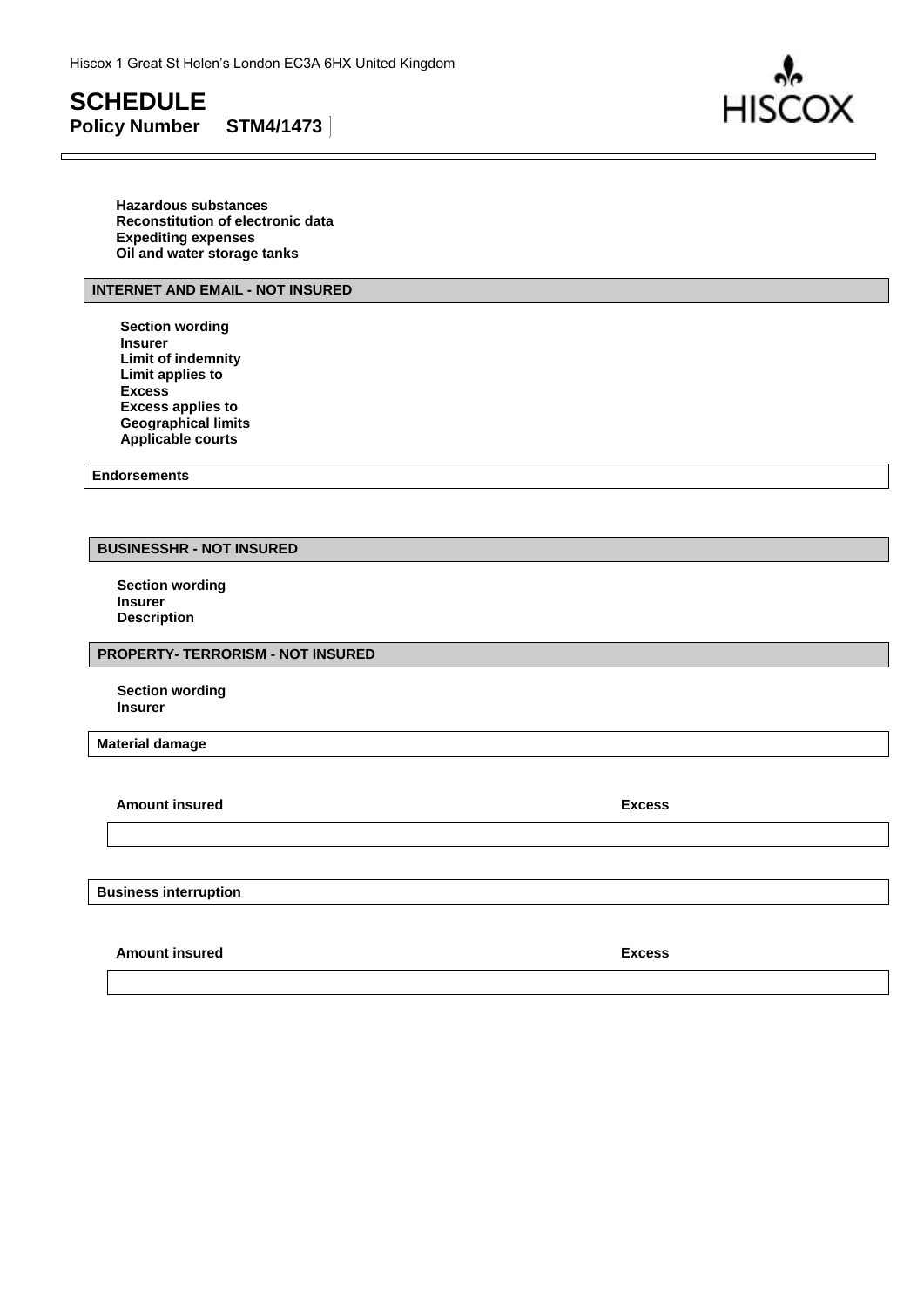Hiscox 1 Great St Helen's London EC3A 6HX United Kingdom

# SCHEDULE

**Policy Number** **STM4/1473**

**Hazardous substances**
**Reconstitution of electronic data**
**Expediting expenses**
**Oil and water storage tanks**

## INTERNET AND EMAIL - NOT INSURED

**Section wording**
**Insurer**
**Limit of indemnity**
**Limit applies to**
**Excess**
**Excess applies to**
**Geographical limits**
**Applicable courts**

**Endorsements**

## BUSINESSHR - NOT INSURED

**Section wording**
**Insurer**
**Description**

## PROPERTY- TERRORISM - NOT INSURED

**Section wording**
**Insurer**

**Material damage**

| Amount insured | Excess |
|---|---|
| | |

**Business interruption**

| Amount insured | Excess |
|---|---|
| | |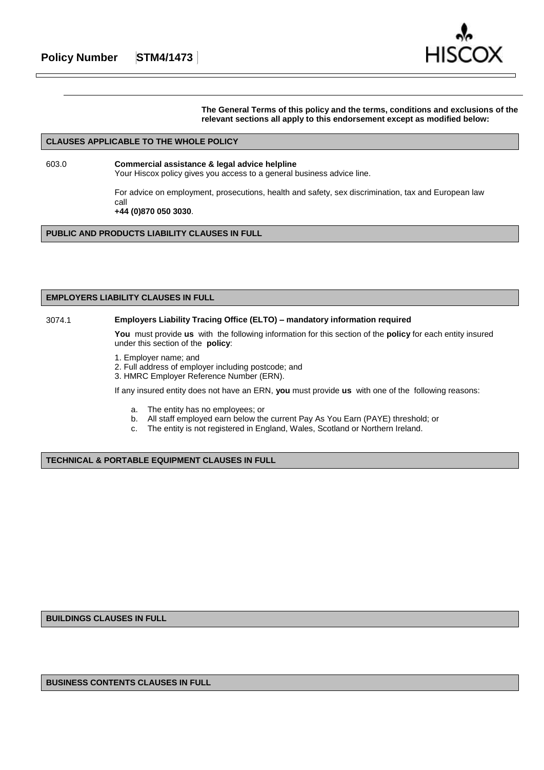**Policy Number STM4/1473**

**The General Terms of this policy and the terms, conditions and exclusions of the relevant sections all apply to this endorsement except as modified below:**

## CLAUSES APPLICABLE TO THE WHOLE POLICY

603.0 **Commercial assistance & legal advice helpline**

Your Hiscox policy gives you access to a general business advice line.

For advice on employment, prosecutions, health and safety, sex discrimination, tax and European law call
**+44 (0)870 050 3030**.

## PUBLIC AND PRODUCTS LIABILITY CLAUSES IN FULL

## EMPLOYERS LIABILITY CLAUSES IN FULL

3074.1 **Employers Liability Tracing Office (ELTO) – mandatory information required**

**You** must provide **us** with the following information for this section of the **policy** for each entity insured under this section of the **policy**:

1. Employer name; and
2. Full address of employer including postcode; and
3. HMRC Employer Reference Number (ERN).

If any insured entity does not have an ERN, **you** must provide **us** with one of the following reasons:

a. The entity has no employees; or
b. All staff employed earn below the current Pay As You Earn (PAYE) threshold; or
c. The entity is not registered in England, Wales, Scotland or Northern Ireland.

## TECHNICAL & PORTABLE EQUIPMENT CLAUSES IN FULL

## BUILDINGS CLAUSES IN FULL

## BUSINESS CONTENTS CLAUSES IN FULL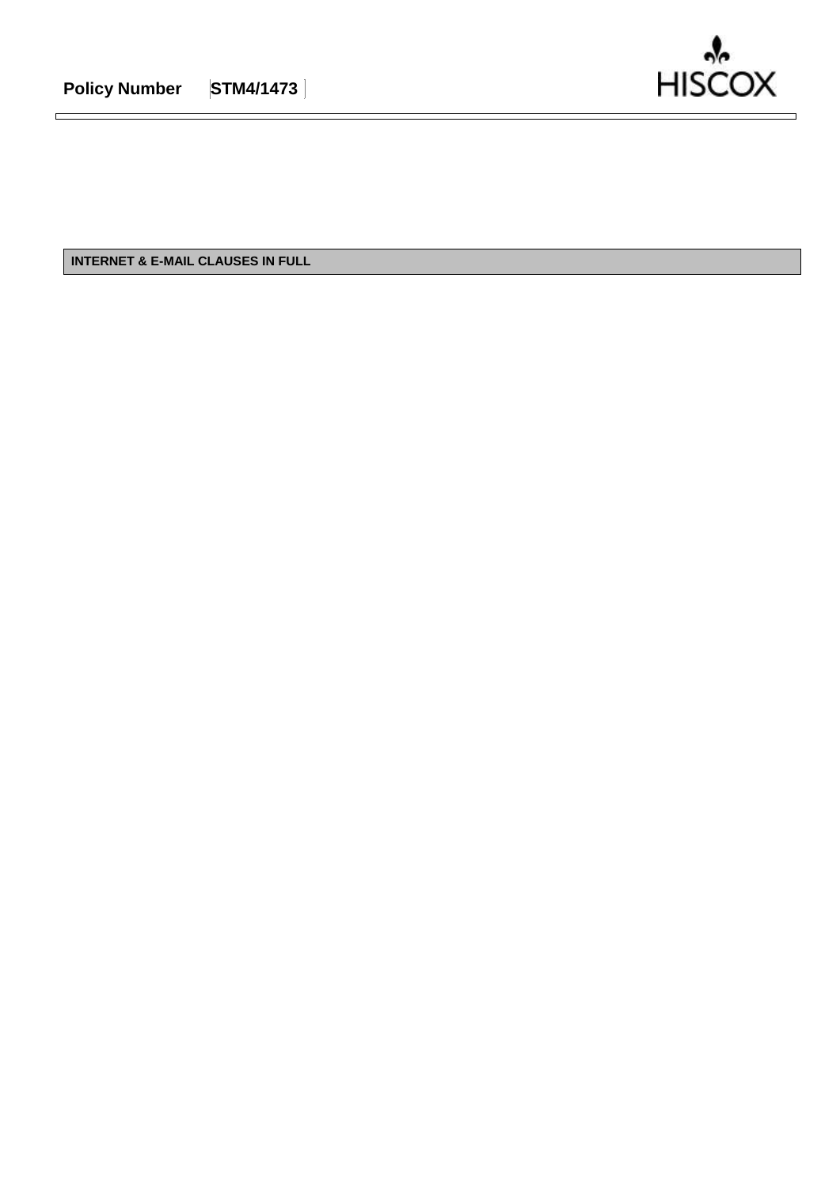**Policy Number** **STM4/1473**

## INTERNET & E-MAIL CLAUSES IN FULL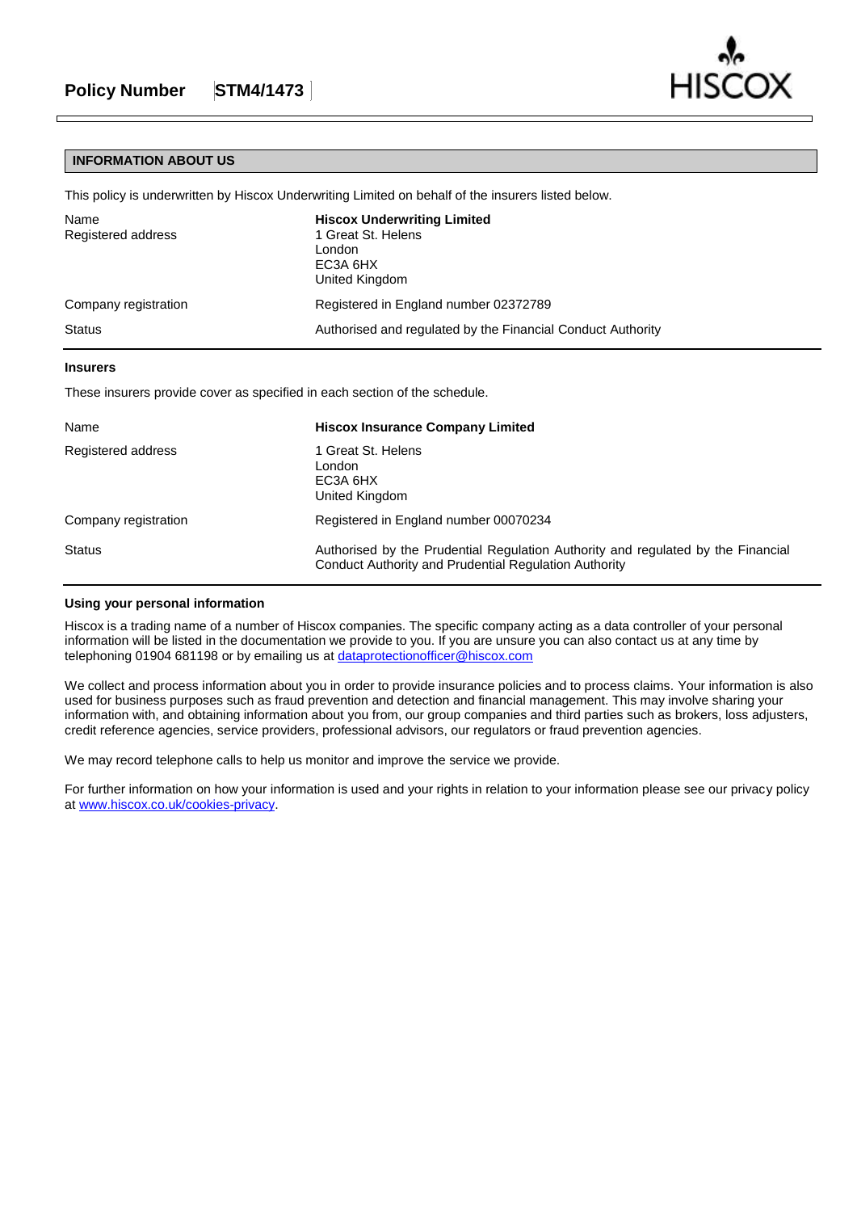**Policy Number** **STM4/1473**

## INFORMATION ABOUT US

This policy is underwritten by Hiscox Underwriting Limited on behalf of the insurers listed below.

| | |
|---|---|
| Name | **Hiscox Underwriting Limited** |
| Registered address | 1 Great St. Helens<br>London<br>EC3A 6HX<br>United Kingdom |
| Company registration | Registered in England number 02372789 |
| Status | Authorised and regulated by the Financial Conduct Authority |

### Insurers

These insurers provide cover as specified in each section of the schedule.

| | |
|---|---|
| Name | **Hiscox Insurance Company Limited** |
| Registered address | 1 Great St. Helens<br>London<br>EC3A 6HX<br>United Kingdom |
| Company registration | Registered in England number 00070234 |
| Status | Authorised by the Prudential Regulation Authority and regulated by the Financial Conduct Authority and Prudential Regulation Authority |

### Using your personal information

Hiscox is a trading name of a number of Hiscox companies. The specific company acting as a data controller of your personal information will be listed in the documentation we provide to you. If you are unsure you can also contact us at any time by telephoning 01904 681198 or by emailing us at dataprotectionofficer@hiscox.com

We collect and process information about you in order to provide insurance policies and to process claims. Your information is also used for business purposes such as fraud prevention and detection and financial management. This may involve sharing your information with, and obtaining information about you from, our group companies and third parties such as brokers, loss adjusters, credit reference agencies, service providers, professional advisors, our regulators or fraud prevention agencies.

We may record telephone calls to help us monitor and improve the service we provide.

For further information on how your information is used and your rights in relation to your information please see our privacy policy at www.hiscox.co.uk/cookies-privacy.